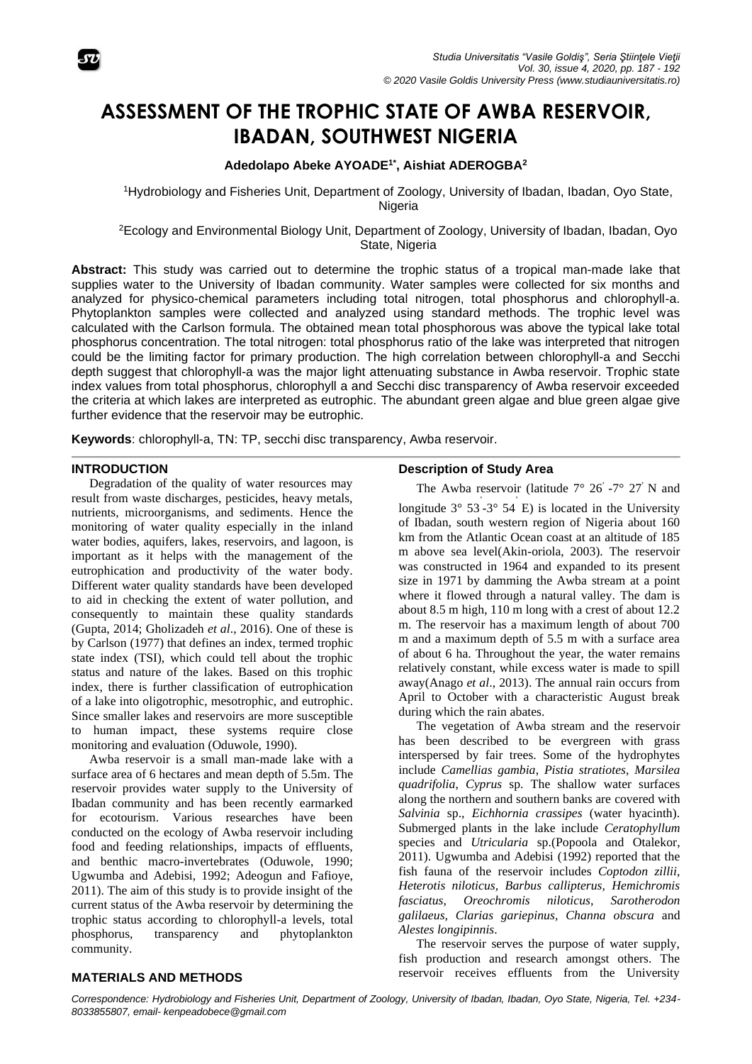# ASSESSMENT OF THE TROPHIC STATE OF AWBA RESERVOIR, IBADAN, SOUTHWEST NIGERIA

**Adedolapo Abeke AYOADE[1*], Aishiat ADEROGBA[2]**

[1]Hydrobiology and Fisheries Unit, Department of Zoology, University of Ibadan, Ibadan, Oyo State, Nigeria

[2]Ecology and Environmental Biology Unit, Department of Zoology, University of Ibadan, Ibadan, Oyo State, Nigeria

**Abstract:** This study was carried out to determine the trophic status of a tropical man-made lake that supplies water to the University of Ibadan community. Water samples were collected for six months and analyzed for physico-chemical parameters including total nitrogen, total phosphorus and chlorophyll-a. Phytoplankton samples were collected and analyzed using standard methods. The trophic level was calculated with the Carlson formula. The obtained mean total phosphorous was above the typical lake total phosphorus concentration. The total nitrogen: total phosphorus ratio of the lake was interpreted that nitrogen could be the limiting factor for primary production. The high correlation between chlorophyll-a and Secchi depth suggest that chlorophyll-a was the major light attenuating substance in Awba reservoir. Trophic state index values from total phosphorus, chlorophyll a and Secchi disc transparency of Awba reservoir exceeded the criteria at which lakes are interpreted as eutrophic. The abundant green algae and blue green algae give further evidence that the reservoir may be eutrophic.

**Keywords**: chlorophyll-a, TN: TP, secchi disc transparency, Awba reservoir.

## INTRODUCTION

Degradation of the quality of water resources may result from waste discharges, pesticides, heavy metals, nutrients, microorganisms, and sediments. Hence the monitoring of water quality especially in the inland water bodies, aquifers, lakes, reservoirs, and lagoon, is important as it helps with the management of the eutrophication and productivity of the water body. Different water quality standards have been developed to aid in checking the extent of water pollution, and consequently to maintain these quality standards (Gupta, 2014; Gholizadeh *et al*., 2016). One of these is by Carlson (1977) that defines an index, termed trophic state index (TSI), which could tell about the trophic status and nature of the lakes. Based on this trophic index, there is further classification of eutrophication of a lake into oligotrophic, mesotrophic, and eutrophic. Since smaller lakes and reservoirs are more susceptible to human impact, these systems require close monitoring and evaluation (Oduwole, 1990).

Awba reservoir is a small man-made lake with a surface area of 6 hectares and mean depth of 5.5m. The reservoir provides water supply to the University of Ibadan community and has been recently earmarked for ecotourism. Various researches have been conducted on the ecology of Awba reservoir including food and feeding relationships, impacts of effluents, and benthic macro-invertebrates (Oduwole, 1990; Ugwumba and Adebisi, 1992; Adeogun and Fafioye, 2011). The aim of this study is to provide insight of the current status of the Awba reservoir by determining the trophic status according to chlorophyll-a levels, total phosphorus, transparency and phytoplankton community.

## MATERIALS AND METHODS

### Description of Study Area

The Awba reservoir (latitude 7° 26' -7° 27' N and longitude 3° 53'-3° 54' E) is located in the University of Ibadan, south western region of Nigeria about 160 km from the Atlantic Ocean coast at an altitude of 185 m above sea level(Akin-oriola, 2003). The reservoir was constructed in 1964 and expanded to its present size in 1971 by damming the Awba stream at a point where it flowed through a natural valley. The dam is about 8.5 m high, 110 m long with a crest of about 12.2 m. The reservoir has a maximum length of about 700 m and a maximum depth of 5.5 m with a surface area of about 6 ha. Throughout the year, the water remains relatively constant, while excess water is made to spill away(Anago *et al*., 2013). The annual rain occurs from April to October with a characteristic August break during which the rain abates.

The vegetation of Awba stream and the reservoir has been described to be evergreen with grass interspersed by fair trees. Some of the hydrophytes include *Camellias gambia*, *Pistia stratiotes*, *Marsilea quadrifolia*, *Cyprus* sp. The shallow water surfaces along the northern and southern banks are covered with *Salvinia* sp., *Eichhornia crassipes* (water hyacinth). Submerged plants in the lake include *Ceratophyllum* species and *Utricularia* sp.(Popoola and Otalekor, 2011). Ugwumba and Adebisi (1992) reported that the fish fauna of the reservoir includes *Coptodon zillii*, *Heterotis niloticus*, *Barbus callipterus*, *Hemichromis fasciatus*, *Oreochromis niloticus*, *Sarotherodon galilaeus*, *Clarias gariepinus*, *Channa obscura* and *Alestes longipinnis*.

The reservoir serves the purpose of water supply, fish production and research amongst others. The reservoir receives effluents from the University

*Correspondence: Hydrobiology and Fisheries Unit, Department of Zoology, University of Ibadan, Ibadan, Oyo State, Nigeria, Tel. +234-8033855807, email- kenpeadobece@gmail.com*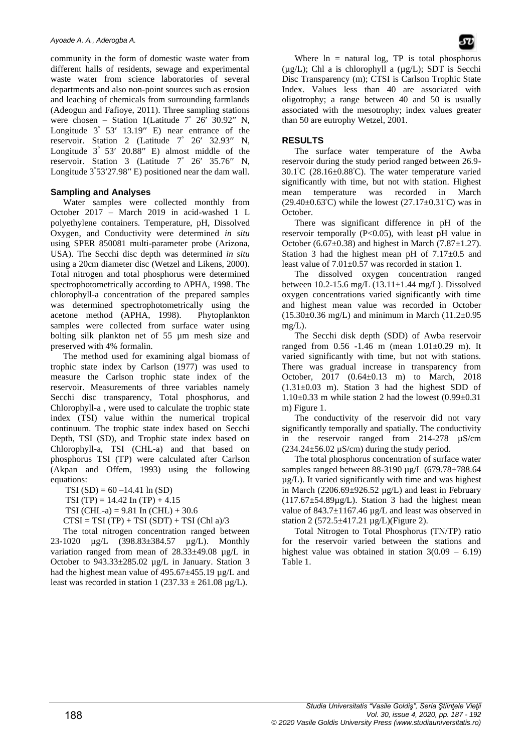community in the form of domestic waste water from different halls of residents, sewage and experimental waste water from science laboratories of several departments and also non-point sources such as erosion and leaching of chemicals from surrounding farmlands (Adeogun and Fafioye, 2011). Three sampling stations were chosen – Station 1(Latitude 7˚ 26′ 30.92″ N, Longitude 3˚ 53′ 13.19″ E) near entrance of the reservoir. Station 2 (Latitude 7˚ 26′ 32.93″ N, Longitude 3˚ 53′ 20.88″ E) almost middle of the reservoir. Station 3 (Latitude 7˚ 26′ 35.76″ N, Longitude 3˚53′27.98″ E) positioned near the dam wall.

### Sampling and Analyses

Water samples were collected monthly from October 2017 – March 2019 in acid-washed 1 L polyethylene containers. Temperature, pH, Dissolved Oxygen, and Conductivity were determined *in situ* using SPER 850081 multi-parameter probe (Arizona, USA). The Secchi disc depth was determined *in situ* using a 20cm diameter disc (Wetzel and Likens, 2000). Total nitrogen and total phosphorus were determined spectrophotometrically according to APHA, 1998. The chlorophyll-a concentration of the prepared samples was determined spectrophotometrically using the acetone method (APHA, 1998). Phytoplankton samples were collected from surface water using bolting silk plankton net of 55 µm mesh size and preserved with 4% formalin.

The method used for examining algal biomass of trophic state index by Carlson (1977) was used to measure the Carlson trophic state index of the reservoir. Measurements of three variables namely Secchi disc transparency, Total phosphorus, and Chlorophyll-a , were used to calculate the trophic state index (TSI) value within the numerical tropical continuum. The trophic state index based on Secchi Depth, TSI (SD), and Trophic state index based on Chlorophyll-a, TSI (CHL-a) and that based on phosphorus TSI (TP) were calculated after Carlson (Akpan and Offem, 1993) using the following equations:

$$TSI\ (SD) = 60 - 14.41 \ln (SD)$$

$$TSI\ (TP) = 14.42 \ln (TP) + 4.15$$

$$TSI\ (CHL\text{-}a) = 9.81 \ln (CHL) + 30.6$$

$$CTSI = TSI\ (TP) + TSI\ (SDT) + TSI\ (Chl\ a)/3$$

The total nitrogen concentration ranged between 23-1020 µg/L (398.83±384.57 µg/L). Monthly variation ranged from mean of 28.33±49.08 µg/L in October to 943.33±285.02 µg/L in January. Station 3 had the highest mean value of 495.67±455.19 µg/L and least was recorded in station 1 (237.33 ± 261.08 µg/L).

Where ln = natural log, TP is total phosphorus (µg/L); Chl a is chlorophyll a (µg/L); SDT is Secchi Disc Transparency (m); CTSI is Carlson Trophic State Index. Values less than 40 are associated with oligotrophy; a range between 40 and 50 is usually associated with the mesotrophy; index values greater than 50 are eutrophy Wetzel, 2001.

## RESULTS

The surface water temperature of the Awba reservoir during the study period ranged between 26.9-30.1˚C (28.16±0.88˚C). The water temperature varied significantly with time, but not with station. Highest mean temperature was recorded in March (29.40±0.63˚C) while the lowest (27.17±0.31˚C) was in October.

There was significant difference in pH of the reservoir temporally ($P<0.05$), with least pH value in October (6.67±0.38) and highest in March (7.87±1.27). Station 3 had the highest mean pH of 7.17±0.5 and least value of 7.01±0.57 was recorded in station 1.

The dissolved oxygen concentration ranged between 10.2-15.6 mg/L (13.11±1.44 mg/L). Dissolved oxygen concentrations varied significantly with time and highest mean value was recorded in October (15.30±0.36 mg/L) and minimum in March (11.2±0.95 mg/L).

The Secchi disk depth (SDD) of Awba reservoir ranged from 0.56 -1.46 m (mean 1.01±0.29 m). It varied significantly with time, but not with stations. There was gradual increase in transparency from October, 2017 (0.64±0.13 m) to March, 2018 (1.31±0.03 m). Station 3 had the highest SDD of 1.10±0.33 m while station 2 had the lowest (0.99±0.31 m) Figure 1.

The conductivity of the reservoir did not vary significantly temporally and spatially. The conductivity in the reservoir ranged from 214-278 µS/cm (234.24±56.02 µS/cm) during the study period.

The total phosphorus concentration of surface water samples ranged between 88-3190 µg/L (679.78±788.64 µg/L). It varied significantly with time and was highest in March (2206.69±926.52 µg/L) and least in February (117.67±54.89µg/L). Station 3 had the highest mean value of 843.7±1167.46 µg/L and least was observed in station 2 (572.5±417.21 µg/L)(Figure 2).

Total Nitrogen to Total Phosphorus (TN/TP) ratio for the reservoir varied between the stations and highest value was obtained in station 3(0.09 – 6.19) Table 1.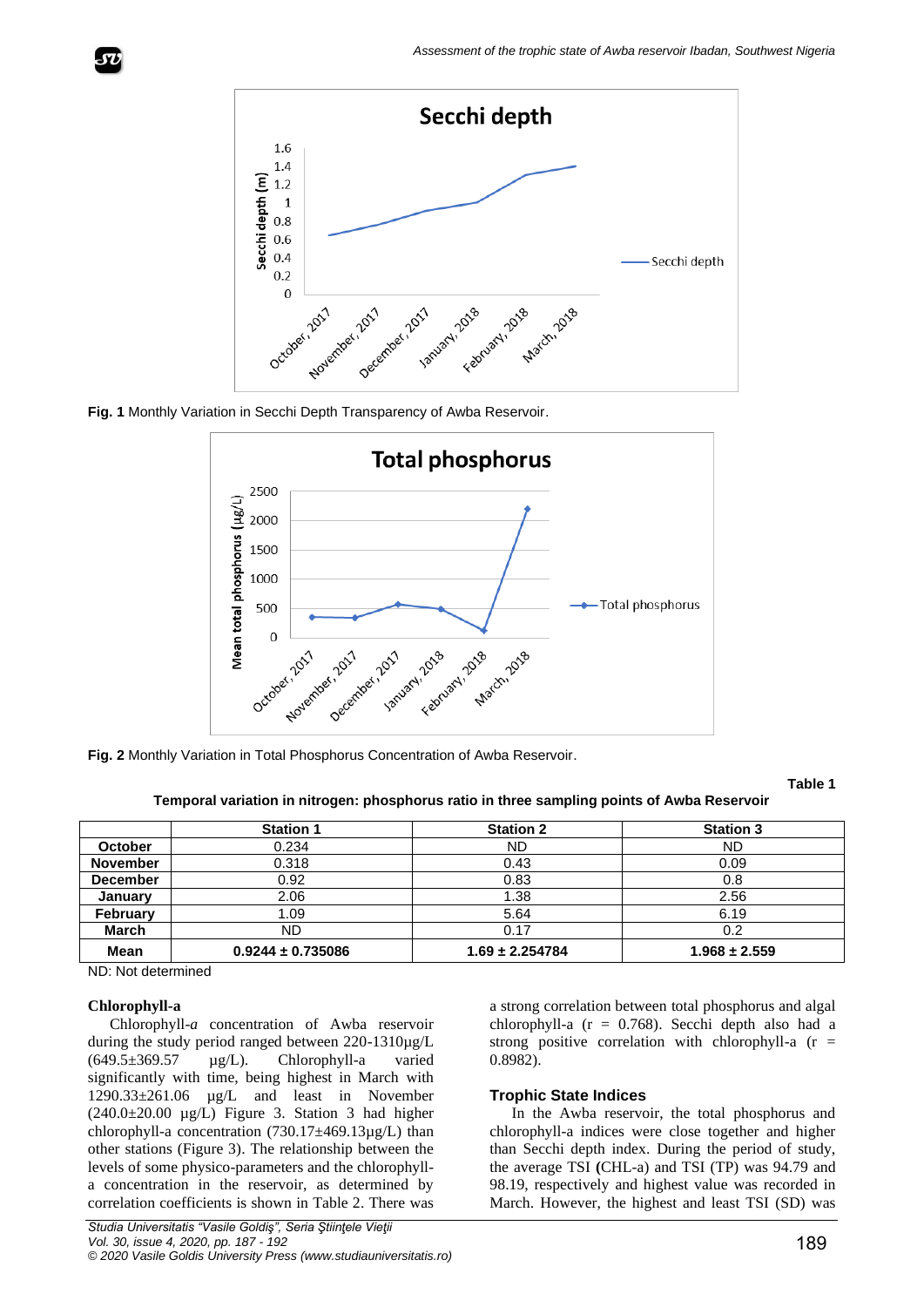Fig. 1 Monthly Variation in Secchi Depth Transparency of Awba Reservoir.

Fig. 2 Monthly Variation in Total Phosphorus Concentration of Awba Reservoir.

**Table 1**

**Temporal variation in nitrogen: phosphorus ratio in three sampling points of Awba Reservoir**

| | Station 1 | Station 2 | Station 3 |
|---|---|---|---|
| **October** | 0.234 | ND | ND |
| **November** | 0.318 | 0.43 | 0.09 |
| **December** | 0.92 | 0.83 | 0.8 |
| **January** | 2.06 | 1.38 | 2.56 |
| **February** | 1.09 | 5.64 | 6.19 |
| **March** | ND | 0.17 | 0.2 |
| **Mean** | **0.9244 ± 0.735086** | **1.69 ± 2.254784** | **1.968 ± 2.559** |

ND: Not determined

**Chlorophyll-a**

Chlorophyll-*a* concentration of Awba reservoir during the study period ranged between 220-1310µg/L (649.5±369.57 µg/L). Chlorophyll-a varied significantly with time, being highest in March with 1290.33±261.06 µg/L and least in November (240.0±20.00 µg/L) Figure 3. Station 3 had higher chlorophyll-a concentration (730.17±469.13µg/L) than other stations (Figure 3). The relationship between the levels of some physico-parameters and the chlorophyll-a concentration in the reservoir, as determined by correlation coefficients is shown in Table 2. There was a strong correlation between total phosphorus and algal chlorophyll-a (r = 0.768). Secchi depth also had a strong positive correlation with chlorophyll-a (r = 0.8982).

**Trophic State Indices**

In the Awba reservoir, the total phosphorus and chlorophyll-a indices were close together and higher than Secchi depth index. During the period of study, the average TSI **(**CHL-a) and TSI (TP) was 94.79 and 98.19, respectively and highest value was recorded in March. However, the highest and least TSI (SD) was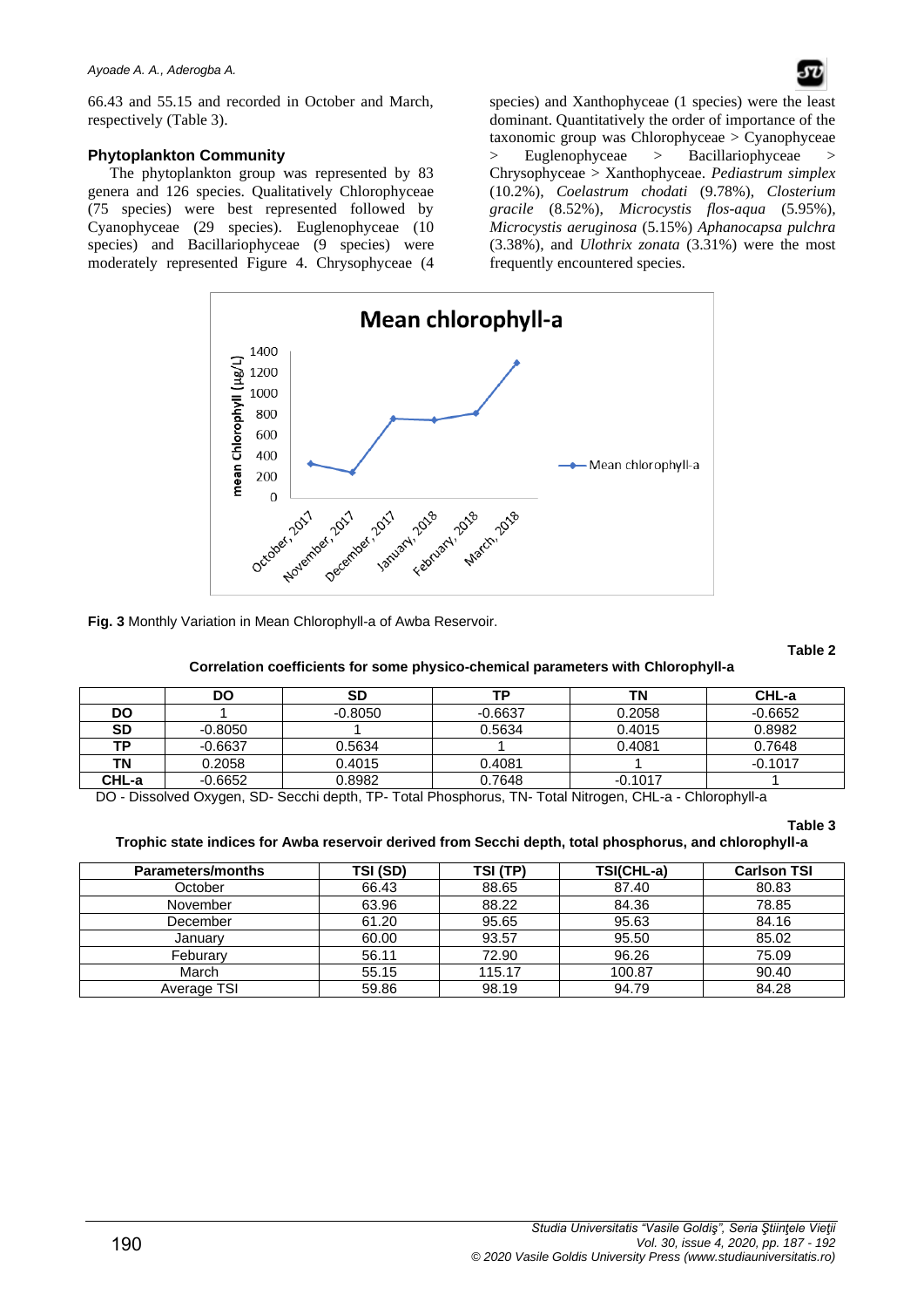66.43 and 55.15 and recorded in October and March, respectively (Table 3).

### Phytoplankton Community

The phytoplankton group was represented by 83 genera and 126 species. Qualitatively Chlorophyceae (75 species) were best represented followed by Cyanophyceae (29 species). Euglenophyceae (10 species) and Bacillariophyceae (9 species) were moderately represented Figure 4. Chrysophyceae (4 species) and Xanthophyceae (1 species) were the least dominant. Quantitatively the order of importance of the taxonomic group was Chlorophyceae > Cyanophyceae > Euglenophyceae > Bacillariophyceae > Chrysophyceae > Xanthophyceae. *Pediastrum simplex* (10.2%), *Coelastrum chodati* (9.78%), *Closterium gracile* (8.52%), *Microcystis flos-aqua* (5.95%), *Microcystis aeruginosa* (5.15%) *Aphanocapsa pulchra* (3.38%), and *Ulothrix zonata* (3.31%) were the most frequently encountered species.

**Fig. 3** Monthly Variation in Mean Chlorophyll-a of Awba Reservoir.

**Table 2**

**Correlation coefficients for some physico-chemical parameters with Chlorophyll-a**

| | DO | SD | TP | TN | CHL-a |
|---|---|---|---|---|---|
| **DO** | 1 | -0.8050 | -0.6637 | 0.2058 | -0.6652 |
| **SD** | -0.8050 | 1 | 0.5634 | 0.4015 | 0.8982 |
| **TP** | -0.6637 | 0.5634 | 1 | 0.4081 | 0.7648 |
| **TN** | 0.2058 | 0.4015 | 0.4081 | 1 | -0.1017 |
| **CHL-a** | -0.6652 | 0.8982 | 0.7648 | -0.1017 | 1 |

DO - Dissolved Oxygen, SD- Secchi depth, TP- Total Phosphorus, TN- Total Nitrogen, CHL-a - Chlorophyll-a

**Table 3**

**Trophic state indices for Awba reservoir derived from Secchi depth, total phosphorus, and chlorophyll-a**

| Parameters/months | TSI (SD) | TSI (TP) | TSI(CHL-a) | Carlson TSI |
|---|---|---|---|---|
| October | 66.43 | 88.65 | 87.40 | 80.83 |
| November | 63.96 | 88.22 | 84.36 | 78.85 |
| December | 61.20 | 95.65 | 95.63 | 84.16 |
| January | 60.00 | 93.57 | 95.50 | 85.02 |
| Feburary | 56.11 | 72.90 | 96.26 | 75.09 |
| March | 55.15 | 115.17 | 100.87 | 90.40 |
| Average TSI | 59.86 | 98.19 | 94.79 | 84.28 |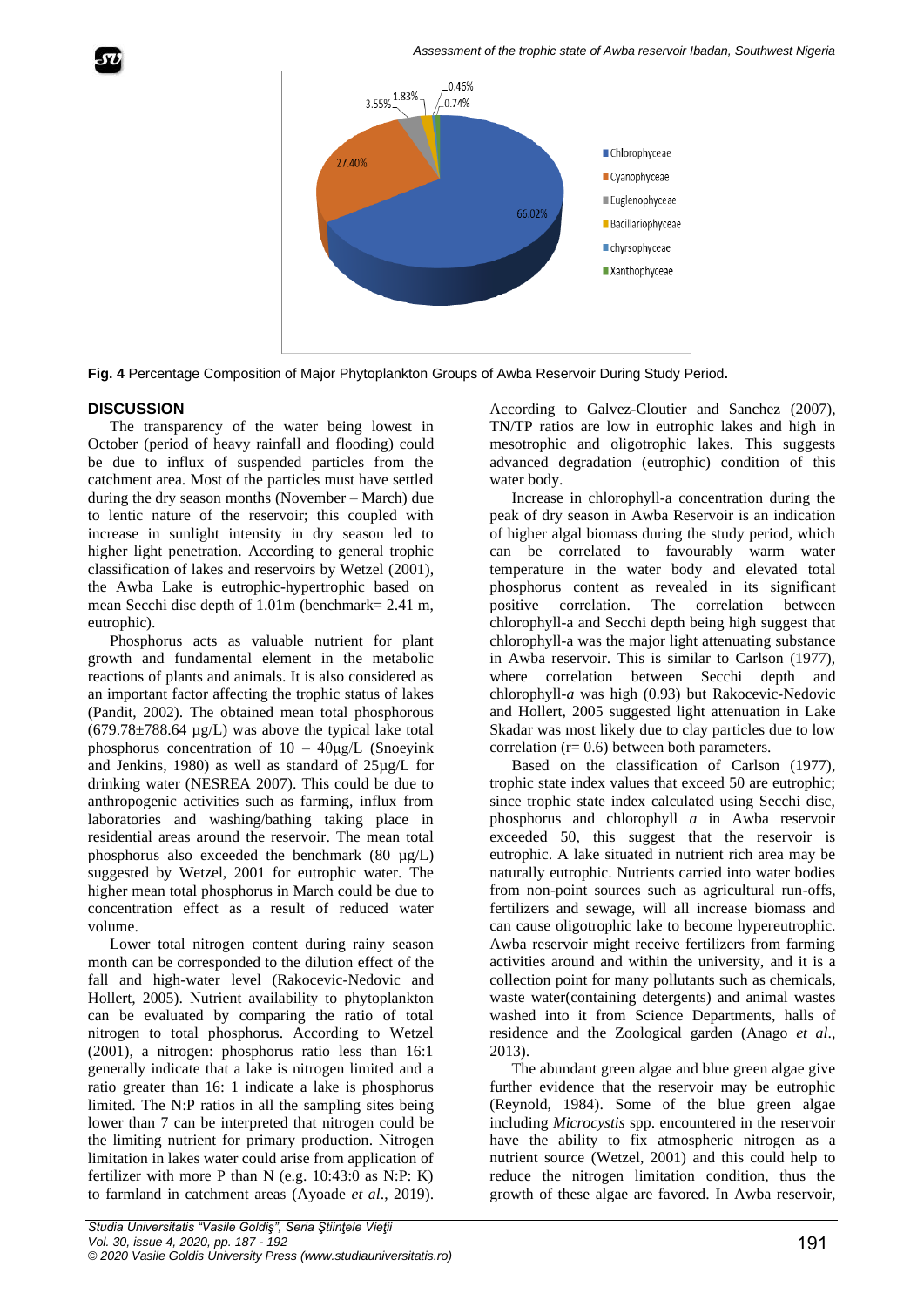**Fig. 4** Percentage Composition of Major Phytoplankton Groups of Awba Reservoir During Study Period.

## DISCUSSION

The transparency of the water being lowest in October (period of heavy rainfall and flooding) could be due to influx of suspended particles from the catchment area. Most of the particles must have settled during the dry season months (November – March) due to lentic nature of the reservoir; this coupled with increase in sunlight intensity in dry season led to higher light penetration. According to general trophic classification of lakes and reservoirs by Wetzel (2001), the Awba Lake is eutrophic-hypertrophic based on mean Secchi disc depth of 1.01m (benchmark= 2.41 m, eutrophic).

Phosphorus acts as valuable nutrient for plant growth and fundamental element in the metabolic reactions of plants and animals. It is also considered as an important factor affecting the trophic status of lakes (Pandit, 2002). The obtained mean total phosphorous (679.78±788.64 µg/L) was above the typical lake total phosphorus concentration of 10 – 40µg/L (Snoeyink and Jenkins, 1980) as well as standard of 25µg/L for drinking water (NESREA 2007). This could be due to anthropogenic activities such as farming, influx from laboratories and washing/bathing taking place in residential areas around the reservoir. The mean total phosphorus also exceeded the benchmark (80 µg/L) suggested by Wetzel, 2001 for eutrophic water. The higher mean total phosphorus in March could be due to concentration effect as a result of reduced water volume.

Lower total nitrogen content during rainy season month can be corresponded to the dilution effect of the fall and high-water level (Rakocevic-Nedovic and Hollert, 2005). Nutrient availability to phytoplankton can be evaluated by comparing the ratio of total nitrogen to total phosphorus. According to Wetzel (2001), a nitrogen: phosphorus ratio less than 16:1 generally indicate that a lake is nitrogen limited and a ratio greater than 16: 1 indicate a lake is phosphorus limited. The N:P ratios in all the sampling sites being lower than 7 can be interpreted that nitrogen could be the limiting nutrient for primary production. Nitrogen limitation in lakes water could arise from application of fertilizer with more P than N (e.g. 10:43:0 as N:P: K) to farmland in catchment areas (Ayoade *et al*., 2019). According to Galvez-Cloutier and Sanchez (2007), TN/TP ratios are low in eutrophic lakes and high in mesotrophic and oligotrophic lakes. This suggests advanced degradation (eutrophic) condition of this water body.

Increase in chlorophyll-a concentration during the peak of dry season in Awba Reservoir is an indication of higher algal biomass during the study period, which can be correlated to favourably warm water temperature in the water body and elevated total phosphorus content as revealed in its significant positive correlation. The correlation between chlorophyll-a and Secchi depth being high suggest that chlorophyll-a was the major light attenuating substance in Awba reservoir. This is similar to Carlson (1977), where correlation between Secchi depth and chlorophyll-*a* was high (0.93) but Rakocevic-Nedovic and Hollert, 2005 suggested light attenuation in Lake Skadar was most likely due to clay particles due to low correlation (r= 0.6) between both parameters.

Based on the classification of Carlson (1977), trophic state index values that exceed 50 are eutrophic; since trophic state index calculated using Secchi disc, phosphorus and chlorophyll *a* in Awba reservoir exceeded 50, this suggest that the reservoir is eutrophic. A lake situated in nutrient rich area may be naturally eutrophic. Nutrients carried into water bodies from non-point sources such as agricultural run-offs, fertilizers and sewage, will all increase biomass and can cause oligotrophic lake to become hypereutrophic. Awba reservoir might receive fertilizers from farming activities around and within the university, and it is a collection point for many pollutants such as chemicals, waste water(containing detergents) and animal wastes washed into it from Science Departments, halls of residence and the Zoological garden (Anago *et al*., 2013).

The abundant green algae and blue green algae give further evidence that the reservoir may be eutrophic (Reynold, 1984). Some of the blue green algae including *Microcystis* spp. encountered in the reservoir have the ability to fix atmospheric nitrogen as a nutrient source (Wetzel, 2001) and this could help to reduce the nitrogen limitation condition, thus the growth of these algae are favored. In Awba reservoir,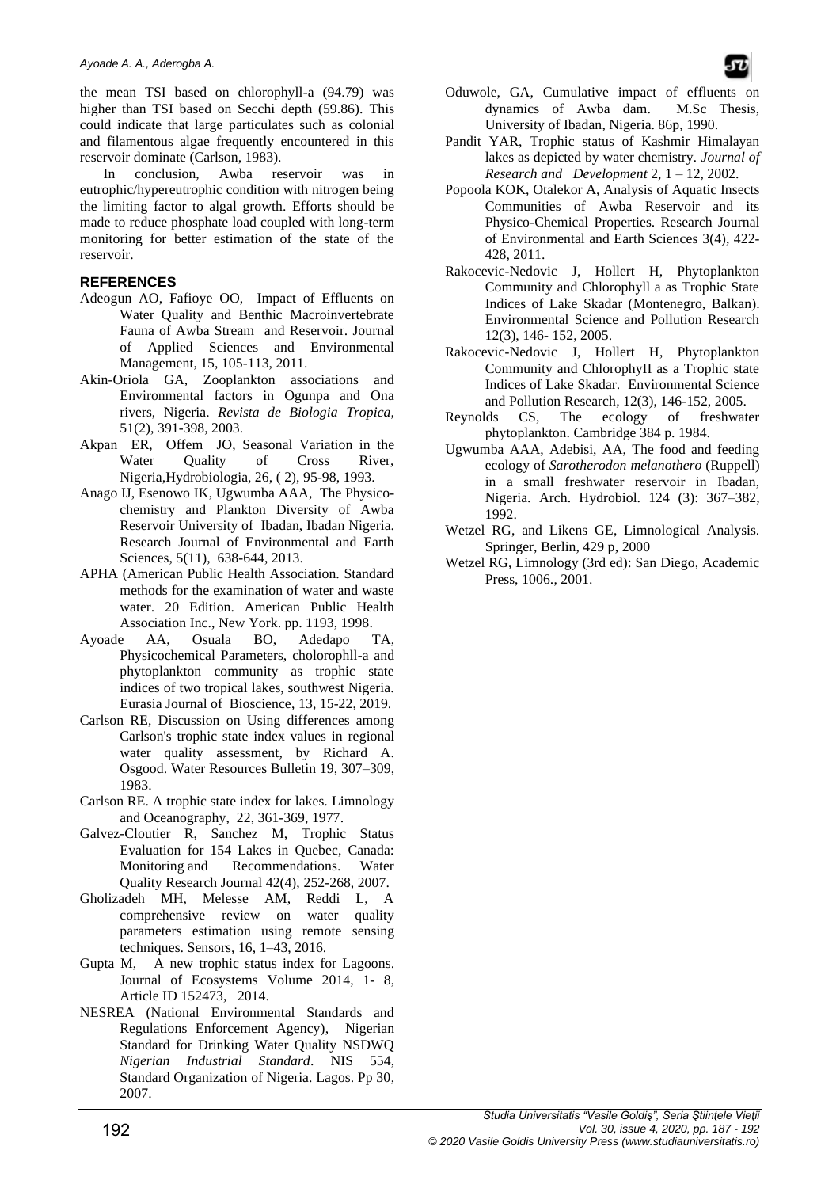the mean TSI based on chlorophyll-a (94.79) was higher than TSI based on Secchi depth (59.86). This could indicate that large particulates such as colonial and filamentous algae frequently encountered in this reservoir dominate (Carlson, 1983).

In conclusion, Awba reservoir was in eutrophic/hypereutrophic condition with nitrogen being the limiting factor to algal growth. Efforts should be made to reduce phosphate load coupled with long-term monitoring for better estimation of the state of the reservoir.

## REFERENCES

Adeogun AO, Fafioye OO, Impact of Effluents on Water Quality and Benthic Macroinvertebrate Fauna of Awba Stream and Reservoir. Journal of Applied Sciences and Environmental Management, 15, 105-113, 2011.

Akin-Oriola GA, Zooplankton associations and Environmental factors in Ogunpa and Ona rivers, Nigeria. *Revista de Biologia Tropica*, 51(2), 391-398, 2003.

Akpan ER, Offem JO, Seasonal Variation in the Water Quality of Cross River, Nigeria,Hydrobiologia, 26, ( 2), 95-98, 1993.

Anago IJ, Esenowo IK, Ugwumba AAA, The Physico-chemistry and Plankton Diversity of Awba Reservoir University of Ibadan, Ibadan Nigeria. Research Journal of Environmental and Earth Sciences, 5(11), 638-644, 2013.

APHA (American Public Health Association. Standard methods for the examination of water and waste water. 20 Edition. American Public Health Association Inc., New York. pp. 1193, 1998.

Ayoade AA, Osuala BO, Adedapo TA, Physicochemical Parameters, cholorophll-a and phytoplankton community as trophic state indices of two tropical lakes, southwest Nigeria. Eurasia Journal of Bioscience, 13, 15-22, 2019.

Carlson RE, Discussion on Using differences among Carlson's trophic state index values in regional water quality assessment, by Richard A. Osgood. Water Resources Bulletin 19, 307–309, 1983.

Carlson RE. A trophic state index for lakes. Limnology and Oceanography, 22, 361-369, 1977.

Galvez-Cloutier R, Sanchez M, Trophic Status Evaluation for 154 Lakes in Quebec, Canada: Monitoring and Recommendations. Water Quality Research Journal 42(4), 252-268, 2007.

Gholizadeh MH, Melesse AM, Reddi L, A comprehensive review on water quality parameters estimation using remote sensing techniques. Sensors, 16, 1–43, 2016.

Gupta M, A new trophic status index for Lagoons. Journal of Ecosystems Volume 2014, 1- 8, Article ID 152473, 2014.

NESREA (National Environmental Standards and Regulations Enforcement Agency), Nigerian Standard for Drinking Water Quality NSDWQ *Nigerian Industrial Standard*. NIS 554, Standard Organization of Nigeria. Lagos. Pp 30, 2007.

Oduwole, GA, Cumulative impact of effluents on dynamics of Awba dam. M.Sc Thesis, University of Ibadan, Nigeria. 86p, 1990.

Pandit YAR, Trophic status of Kashmir Himalayan lakes as depicted by water chemistry. *Journal of Research and Development* 2, 1 – 12, 2002.

Popoola KOK, Otalekor A, Analysis of Aquatic Insects Communities of Awba Reservoir and its Physico-Chemical Properties. Research Journal of Environmental and Earth Sciences 3(4), 422-428, 2011.

Rakocevic-Nedovic J, Hollert H, Phytoplankton Community and Chlorophyll a as Trophic State Indices of Lake Skadar (Montenegro, Balkan). Environmental Science and Pollution Research 12(3), 146- 152, 2005.

Rakocevic-Nedovic J, Hollert H, Phytoplankton Community and ChlorophyII as a Trophic state Indices of Lake Skadar. Environmental Science and Pollution Research, 12(3), 146-152, 2005.

Reynolds CS, The ecology of freshwater phytoplankton. Cambridge 384 p. 1984.

Ugwumba AAA, Adebisi, AA, The food and feeding ecology of *Sarotherodon melanothero* (Ruppell) in a small freshwater reservoir in Ibadan, Nigeria. Arch. Hydrobiol. 124 (3): 367–382, 1992.

Wetzel RG, and Likens GE, Limnological Analysis. Springer, Berlin, 429 p, 2000

Wetzel RG, Limnology (3rd ed): San Diego, Academic Press, 1006., 2001.